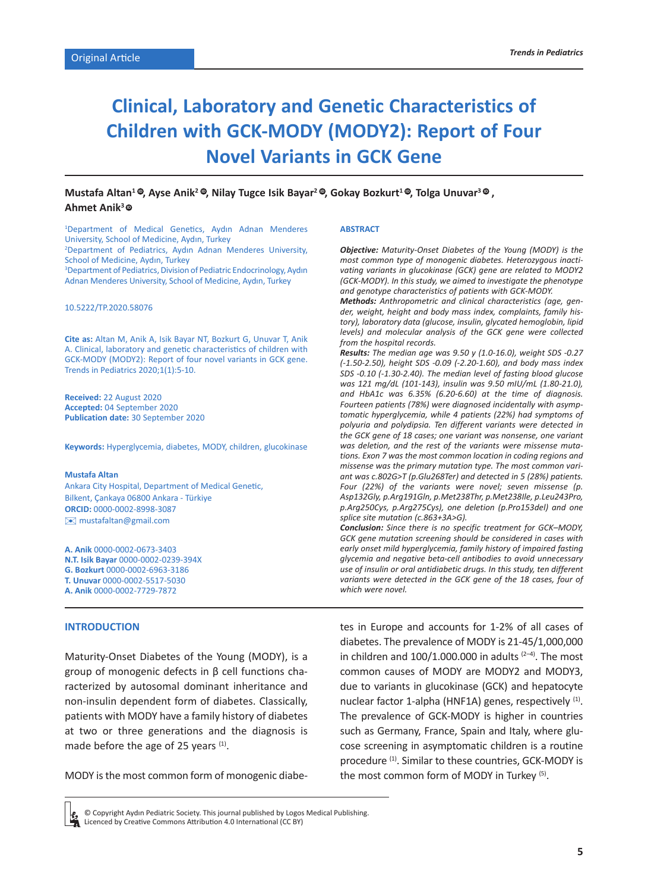Original Article

# Clinical, Laboratory and Genetic Characteristics of Children with GCK-MODY (MODY2): Report of Four Novel Variants in GCK Gene

**Mustafa Altan[1], Ayse Anik[2], Nilay Tugce Isik Bayar[2], Gokay Bozkurt[1], Tolga Unuvar[3], Ahmet Anik[3]**

[1]Department of Medical Genetics, Aydın Adnan Menderes University, School of Medicine, Aydın, Turkey
[2]Department of Pediatrics, Aydın Adnan Menderes University, School of Medicine, Aydın, Turkey
[3]Department of Pediatrics, Division of Pediatric Endocrinology, Aydın Adnan Menderes University, School of Medicine, Aydın, Turkey

10.5222/TP.2020.58076

**Cite as:** Altan M, Anik A, Isik Bayar NT, Bozkurt G, Unuvar T, Anik A. Clinical, laboratory and genetic characteristics of children with GCK-MODY (MODY2): Report of four novel variants in GCK gene. Trends in Pediatrics 2020;1(1):5-10.

**Received:** 22 August 2020
**Accepted:** 04 September 2020
**Publication date:** 30 September 2020

**Keywords:** Hyperglycemia, diabetes, MODY, children, glucokinase

**Mustafa Altan**
Ankara City Hospital, Department of Medical Genetic, Bilkent, Çankaya 06800 Ankara - Türkiye
**ORCID:** 0000-0002-8998-3087
mustafaltan@gmail.com

**A. Anik** 0000-0002-0673-3403
**N.T. Isik Bayar** 0000-0002-0239-394X
**G. Bozkurt** 0000-0002-6963-3186
**T. Unuvar** 0000-0002-5517-5030
**A. Anik** 0000-0002-7729-7872

## ABSTRACT

***Objective:*** *Maturity-Onset Diabetes of the Young (MODY) is the most common type of monogenic diabetes. Heterozygous inactivating variants in glucokinase (GCK) gene are related to MODY2 (GCK-MODY). In this study, we aimed to investigate the phenotype and genotype characteristics of patients with GCK-MODY.*

***Methods:*** *Anthropometric and clinical characteristics (age, gender, weight, height and body mass index, complaints, family history), laboratory data (glucose, insulin, glycated hemoglobin, lipid levels) and molecular analysis of the GCK gene were collected from the hospital records.*

***Results:*** *The median age was 9.50 y (1.0-16.0), weight SDS -0.27 (-1.50-2.50), height SDS -0.09 (-2.20-1.60), and body mass index SDS -0.10 (-1.30-2.40). The median level of fasting blood glucose was 121 mg/dL (101-143), insulin was 9.50 mIU/mL (1.80-21.0), and HbA1c was 6.35% (6.20-6.60) at the time of diagnosis. Fourteen patients (78%) were diagnosed incidentally with asymptomatic hyperglycemia, while 4 patients (22%) had symptoms of polyuria and polydipsia. Ten different variants were detected in the GCK gene of 18 cases; one variant was nonsense, one variant was deletion, and the rest of the variants were missense mutations. Exon 7 was the most common location in coding regions and missense was the primary mutation type. The most common variant was c.802G>T (p.Glu268Ter) and detected in 5 (28%) patients. Four (22%) of the variants were novel; seven missense (p. Asp132Gly, p.Arg191Gln, p.Met238Thr, p.Met238Ile, p.Leu243Pro, p.Arg250Cys, p.Arg275Cys), one deletion (p.Pro153del) and one splice site mutation (c.863+3A>G).*

***Conclusion:*** *Since there is no specific treatment for GCK–MODY, GCK gene mutation screening should be considered in cases with early onset mild hyperglycemia, family history of impaired fasting glycemia and negative beta-cell antibodies to avoid unnecessary use of insulin or oral antidiabetic drugs. In this study, ten different variants were detected in the GCK gene of the 18 cases, four of which were novel.*

## INTRODUCTION

Maturity-Onset Diabetes of the Young (MODY), is a group of monogenic defects in β cell functions characterized by autosomal dominant inheritance and non-insulin dependent form of diabetes. Classically, patients with MODY have a family history of diabetes at two or three generations and the diagnosis is made before the age of 25 years [1].

MODY is the most common form of monogenic diabetes in Europe and accounts for 1-2% of all cases of diabetes. The prevalence of MODY is 21-45/1,000,000 in children and 100/1.000.000 in adults [2–4]. The most common causes of MODY are MODY2 and MODY3, due to variants in glucokinase (GCK) and hepatocyte nuclear factor 1-alpha (HNF1A) genes, respectively [1]. The prevalence of GCK-MODY is higher in countries such as Germany, France, Spain and Italy, where glucose screening in asymptomatic children is a routine procedure [1]. Similar to these countries, GCK-MODY is the most common form of MODY in Turkey [5].

© Copyright Aydın Pediatric Society. This journal published by Logos Medical Publishing. Licenced by Creative Commons Attribution 4.0 International (CC BY)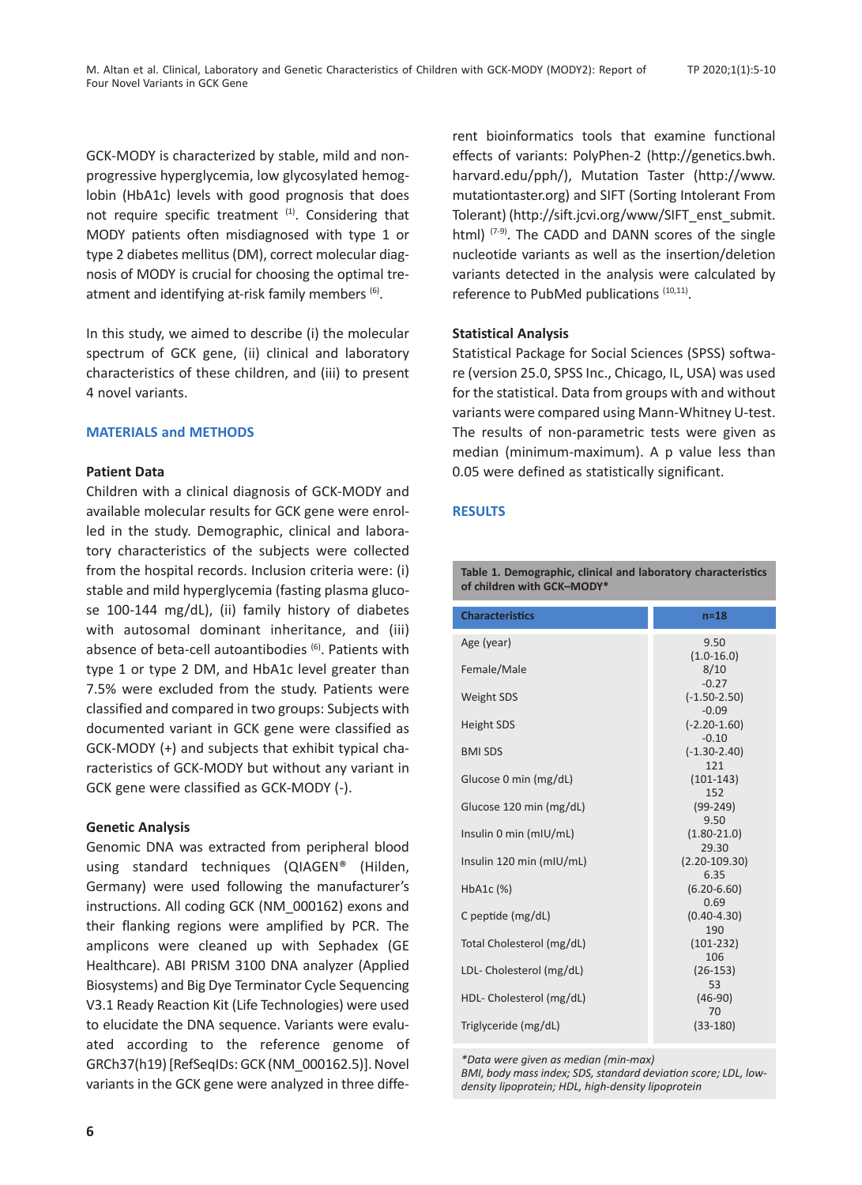GCK-MODY is characterized by stable, mild and non-progressive hyperglycemia, low glycosylated hemoglobin (HbA1c) levels with good prognosis that does not require specific treatment [1]. Considering that MODY patients often misdiagnosed with type 1 or type 2 diabetes mellitus (DM), correct molecular diagnosis of MODY is crucial for choosing the optimal treatment and identifying at-risk family members [6].

In this study, we aimed to describe (i) the molecular spectrum of GCK gene, (ii) clinical and laboratory characteristics of these children, and (iii) to present 4 novel variants.

## MATERIALS and METHODS

### Patient Data

Children with a clinical diagnosis of GCK-MODY and available molecular results for GCK gene were enrolled in the study. Demographic, clinical and laboratory characteristics of the subjects were collected from the hospital records. Inclusion criteria were: (i) stable and mild hyperglycemia (fasting plasma glucose 100-144 mg/dL), (ii) family history of diabetes with autosomal dominant inheritance, and (iii) absence of beta-cell autoantibodies [6]. Patients with type 1 or type 2 DM, and HbA1c level greater than 7.5% were excluded from the study. Patients were classified and compared in two groups: Subjects with documented variant in GCK gene were classified as GCK-MODY (+) and subjects that exhibit typical characteristics of GCK-MODY but without any variant in GCK gene were classified as GCK-MODY (-).

### Genetic Analysis

Genomic DNA was extracted from peripheral blood using standard techniques (QIAGEN® (Hilden, Germany) were used following the manufacturer's instructions. All coding GCK (NM_000162) exons and their flanking regions were amplified by PCR. The amplicons were cleaned up with Sephadex (GE Healthcare). ABI PRISM 3100 DNA analyzer (Applied Biosystems) and Big Dye Terminator Cycle Sequencing V3.1 Ready Reaction Kit (Life Technologies) were used to elucidate the DNA sequence. Variants were evaluated according to the reference genome of GRCh37(h19) [RefSeqIDs: GCK (NM_000162.5)]. Novel variants in the GCK gene were analyzed in three different bioinformatics tools that examine functional effects of variants: PolyPhen-2 (http://genetics.bwh.harvard.edu/pph/), Mutation Taster (http://www.mutationtaster.org) and SIFT (Sorting Intolerant From Tolerant) (http://sift.jcvi.org/www/SIFT_enst_submit.html) [7-9]. The CADD and DANN scores of the single nucleotide variants as well as the insertion/deletion variants detected in the analysis were calculated by reference to PubMed publications [10,11].

### Statistical Analysis

Statistical Package for Social Sciences (SPSS) software (version 25.0, SPSS Inc., Chicago, IL, USA) was used for the statistical. Data from groups with and without variants were compared using Mann-Whitney U-test. The results of non-parametric tests were given as median (minimum-maximum). A p value less than 0.05 were defined as statistically significant.

## RESULTS

**Table 1. Demographic, clinical and laboratory characteristics of children with GCK–MODY***

| Characteristics | n=18 |
|---|---|
| Age (year) | 9.50 (1.0-16.0) |
| Female/Male | 8/10 |
| Weight SDS | -0.27 (-1.50-2.50) |
| Height SDS | -0.09 (-2.20-1.60) |
| BMI SDS | -0.10 (-1.30-2.40) |
| Glucose 0 min (mg/dL) | 121 (101-143) |
| Glucose 120 min (mg/dL) | 152 (99-249) |
| Insulin 0 min (mIU/mL) | 9.50 (1.80-21.0) |
| Insulin 120 min (mIU/mL) | 29.30 (2.20-109.30) |
| HbA1c (%) | 6.35 (6.20-6.60) |
| C peptide (mg/dL) | 0.69 (0.40-4.30) |
| Total Cholesterol (mg/dL) | 190 (101-232) |
| LDL- Cholesterol (mg/dL) | 106 (26-153) |
| HDL- Cholesterol (mg/dL) | 53 (46-90) |
| Triglyceride (mg/dL) | 70 (33-180) |

*\*Data were given as median (min-max)*
*BMI, body mass index; SDS, standard deviation score; LDL, low-density lipoprotein; HDL, high-density lipoprotein*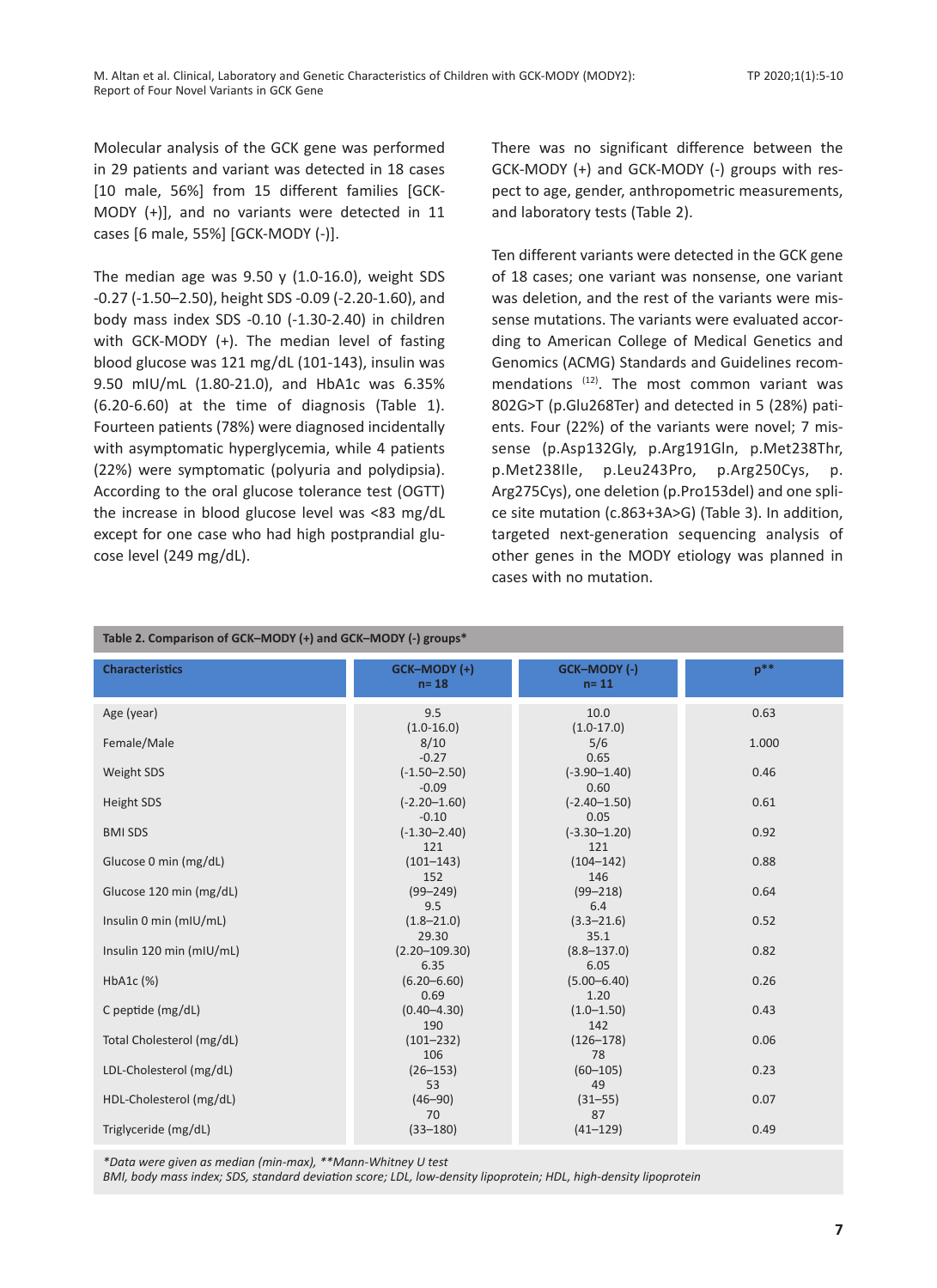Molecular analysis of the GCK gene was performed in 29 patients and variant was detected in 18 cases [10 male, 56%] from 15 different families [GCK-MODY (+)], and no variants were detected in 11 cases [6 male, 55%] [GCK-MODY (-)].

The median age was 9.50 y (1.0-16.0), weight SDS -0.27 (-1.50–2.50), height SDS -0.09 (-2.20-1.60), and body mass index SDS -0.10 (-1.30-2.40) in children with GCK-MODY (+). The median level of fasting blood glucose was 121 mg/dL (101-143), insulin was 9.50 mIU/mL (1.80-21.0), and HbA1c was 6.35% (6.20-6.60) at the time of diagnosis (Table 1). Fourteen patients (78%) were diagnosed incidentally with asymptomatic hyperglycemia, while 4 patients (22%) were symptomatic (polyuria and polydipsia). According to the oral glucose tolerance test (OGTT) the increase in blood glucose level was <83 mg/dL except for one case who had high postprandial glucose level (249 mg/dL).

There was no significant difference between the GCK-MODY (+) and GCK-MODY (-) groups with respect to age, gender, anthropometric measurements, and laboratory tests (Table 2).

Ten different variants were detected in the GCK gene of 18 cases; one variant was nonsense, one variant was deletion, and the rest of the variants were missense mutations. The variants were evaluated according to American College of Medical Genetics and Genomics (ACMG) Standards and Guidelines recommendations [12]. The most common variant was 802G>T (p.Glu268Ter) and detected in 5 (28%) patients. Four (22%) of the variants were novel; 7 missense (p.Asp132Gly, p.Arg191Gln, p.Met238Thr, p.Met238Ile, p.Leu243Pro, p.Arg250Cys, p. Arg275Cys), one deletion (p.Pro153del) and one splice site mutation (c.863+3A>G) (Table 3). In addition, targeted next-generation sequencing analysis of other genes in the MODY etiology was planned in cases with no mutation.

**Table 2. Comparison of GCK–MODY (+) and GCK–MODY (-) groups***

| Characteristics | GCK–MODY (+) n= 18 | GCK–MODY (-) n= 11 | p** |
|---|---|---|---|
| Age (year) | 9.5 (1.0-16.0) | 10.0 (1.0-17.0) | 0.63 |
| Female/Male | 8/10 | 5/6 | 1.000 |
| Weight SDS | -0.27 (-1.50–2.50) | 0.65 (-3.90–1.40) | 0.46 |
| Height SDS | -0.09 (-2.20–1.60) | 0.60 (-2.40–1.50) | 0.61 |
| BMI SDS | -0.10 (-1.30–2.40) | 0.05 (-3.30–1.20) | 0.92 |
| Glucose 0 min (mg/dL) | 121 (101–143) | 121 (104–142) | 0.88 |
| Glucose 120 min (mg/dL) | 152 (99–249) | 146 (99–218) | 0.64 |
| Insulin 0 min (mIU/mL) | 9.5 (1.8–21.0) | 6.4 (3.3–21.6) | 0.52 |
| Insulin 120 min (mIU/mL) | 29.30 (2.20–109.30) | 35.1 (8.8–137.0) | 0.82 |
| HbA1c (%) | 6.35 (6.20–6.60) | 6.05 (5.00–6.40) | 0.26 |
| C peptide (mg/dL) | 0.69 (0.40–4.30) | 1.20 (1.0–1.50) | 0.43 |
| Total Cholesterol (mg/dL) | 190 (101–232) | 142 (126–178) | 0.06 |
| LDL-Cholesterol (mg/dL) | 106 (26–153) | 78 (60–105) | 0.23 |
| HDL-Cholesterol (mg/dL) | 53 (46–90) | 49 (31–55) | 0.07 |
| Triglyceride (mg/dL) | 70 (33–180) | 87 (41–129) | 0.49 |

*\*Data were given as median (min-max), \*\*Mann-Whitney U test*
*BMI, body mass index; SDS, standard deviation score; LDL, low-density lipoprotein; HDL, high-density lipoprotein*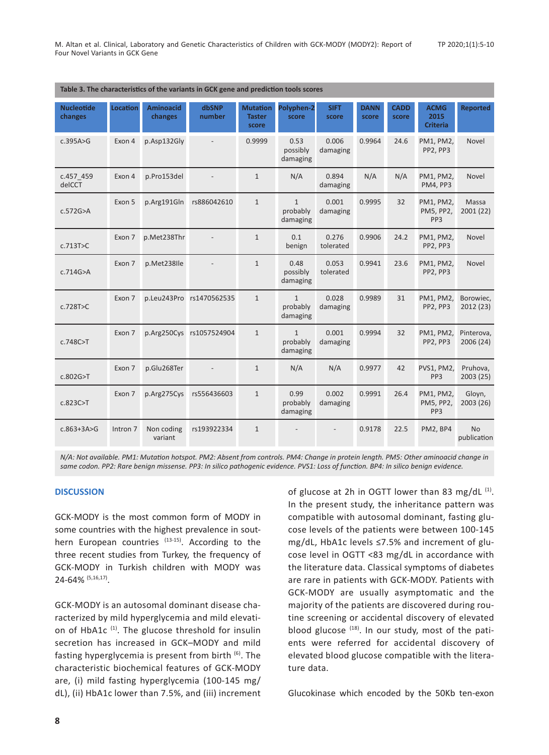**Table 3. The characteristics of the variants in GCK gene and prediction tools scores**

| Nucleotide changes | Location | Aminoacid changes | dbSNP number | Mutation Taster score | Polyphen-2 score | SIFT score | DANN score | CADD score | ACMG 2015 Criteria | Reported |
|---|---|---|---|---|---|---|---|---|---|---|
| c.395A>G | Exon 4 | p.Asp132Gly | - | 0.9999 | 0.53 possibly damaging | 0.006 damaging | 0.9964 | 24.6 | PM1, PM2, PP2, PP3 | Novel |
| c.457_459 delCCT | Exon 4 | p.Pro153del | - | 1 | N/A | 0.894 damaging | N/A | N/A | PM1, PM2, PM4, PP3 | Novel |
| c.572G>A | Exon 5 | p.Arg191Gln | rs886042610 | 1 | 1 probably damaging | 0.001 damaging | 0.9995 | 32 | PM1, PM2, PM5, PP2, PP3 | Massa 2001 (22) |
| c.713T>C | Exon 7 | p.Met238Thr | - | 1 | 0.1 benign | 0.276 tolerated | 0.9906 | 24.2 | PM1, PM2, PP2, PP3 | Novel |
| c.714G>A | Exon 7 | p.Met238Ile | - | 1 | 0.48 possibly damaging | 0.053 tolerated | 0.9941 | 23.6 | PM1, PM2, PP2, PP3 | Novel |
| c.728T>C | Exon 7 | p.Leu243Pro | rs1470562535 | 1 | 1 probably damaging | 0.028 damaging | 0.9989 | 31 | PM1, PM2, PP2, PP3 | Borowiec, 2012 (23) |
| c.748C>T | Exon 7 | p.Arg250Cys | rs1057524904 | 1 | 1 probably damaging | 0.001 damaging | 0.9994 | 32 | PM1, PM2, PP2, PP3 | Pinterova, 2006 (24) |
| c.802G>T | Exon 7 | p.Glu268Ter | - | 1 | N/A | N/A | 0.9977 | 42 | PVS1, PM2, PP3 | Pruhova, 2003 (25) |
| c.823C>T | Exon 7 | p.Arg275Cys | rs556436603 | 1 | 0.99 probably damaging | 0.002 damaging | 0.9991 | 26.4 | PM1, PM2, PM5, PP2, PP3 | Gloyn, 2003 (26) |
| c.863+3A>G | Intron 7 | Non coding variant | rs193922334 | 1 | - | - | 0.9178 | 22.5 | PM2, BP4 | No publication |

*N/A: Not available. PM1: Mutation hotspot. PM2: Absent from controls. PM4: Change in protein length. PM5: Other aminoacid change in same codon. PP2: Rare benign missense. PP3: In silico pathogenic evidence. PVS1: Loss of function. BP4: In silico benign evidence.*

## DISCUSSION

GCK-MODY is the most common form of MODY in some countries with the highest prevalence in southern European countries [13-15]. According to the three recent studies from Turkey, the frequency of GCK-MODY in Turkish children with MODY was 24-64% [5,16,17].

GCK-MODY is an autosomal dominant disease characterized by mild hyperglycemia and mild elevation of HbA1c [1]. The glucose threshold for insulin secretion has increased in GCK–MODY and mild fasting hyperglycemia is present from birth [6]. The characteristic biochemical features of GCK-MODY are, (i) mild fasting hyperglycemia (100-145 mg/dL), (ii) HbA1c lower than 7.5%, and (iii) increment of glucose at 2h in OGTT lower than 83 mg/dL [1]. In the present study, the inheritance pattern was compatible with autosomal dominant, fasting glucose levels of the patients were between 100-145 mg/dL, HbA1c levels ≤7.5% and increment of glucose level in OGTT <83 mg/dL in accordance with the literature data. Classical symptoms of diabetes are rare in patients with GCK-MODY. Patients with GCK-MODY are usually asymptomatic and the majority of the patients are discovered during routine screening or accidental discovery of elevated blood glucose [18]. In our study, most of the patients were referred for accidental discovery of elevated blood glucose compatible with the literature data.

Glucokinase which encoded by the 50Kb ten-exon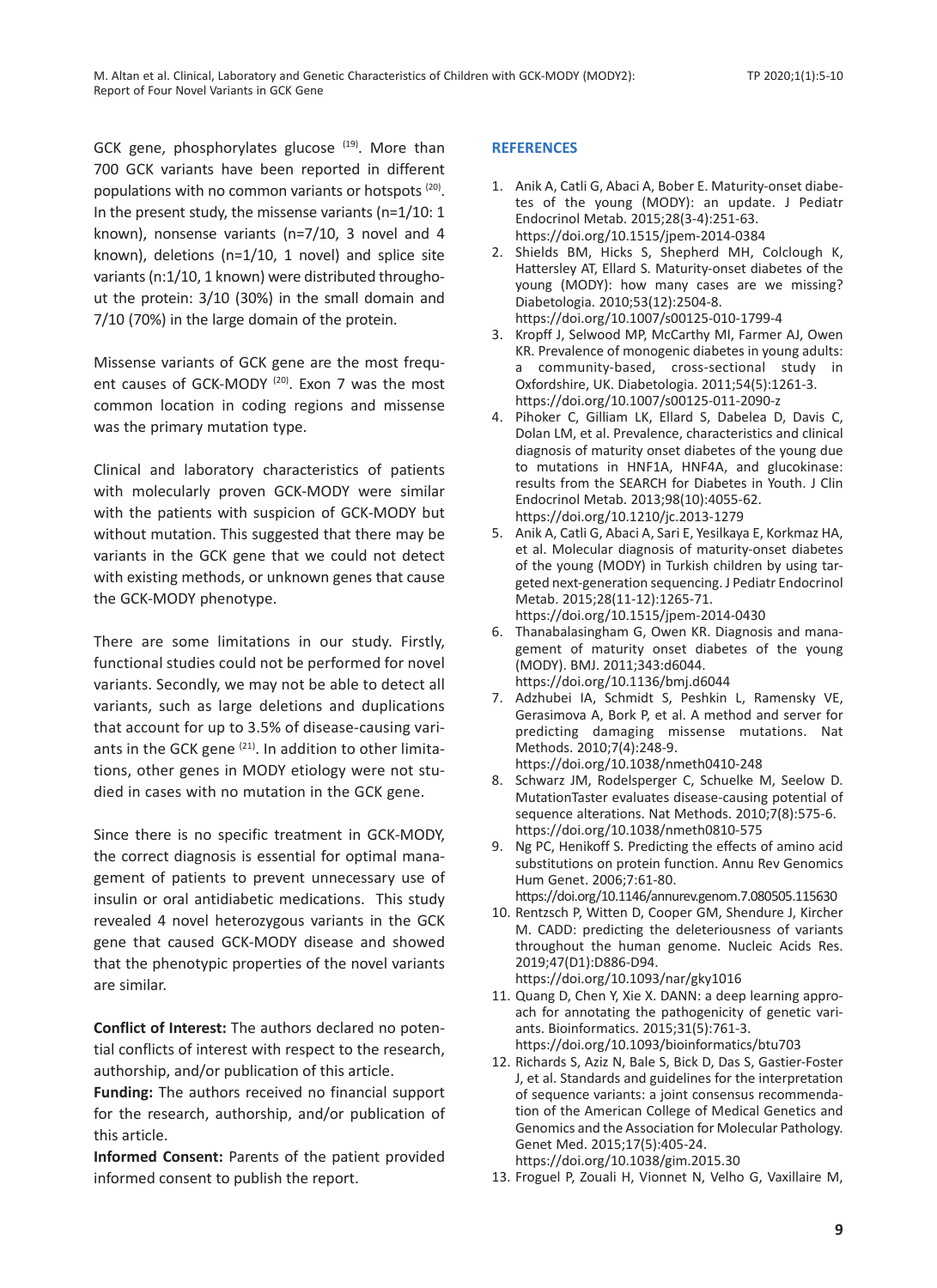GCK gene, phosphorylates glucose [19]. More than 700 GCK variants have been reported in different populations with no common variants or hotspots [20]. In the present study, the missense variants (n=1/10: 1 known), nonsense variants (n=7/10, 3 novel and 4 known), deletions (n=1/10, 1 novel) and splice site variants (n:1/10, 1 known) were distributed throughout the protein: 3/10 (30%) in the small domain and 7/10 (70%) in the large domain of the protein.

Missense variants of GCK gene are the most frequent causes of GCK-MODY [20]. Exon 7 was the most common location in coding regions and missense was the primary mutation type.

Clinical and laboratory characteristics of patients with molecularly proven GCK-MODY were similar with the patients with suspicion of GCK-MODY but without mutation. This suggested that there may be variants in the GCK gene that we could not detect with existing methods, or unknown genes that cause the GCK-MODY phenotype.

There are some limitations in our study. Firstly, functional studies could not be performed for novel variants. Secondly, we may not be able to detect all variants, such as large deletions and duplications that account for up to 3.5% of disease-causing variants in the GCK gene [21]. In addition to other limitations, other genes in MODY etiology were not studied in cases with no mutation in the GCK gene.

Since there is no specific treatment in GCK-MODY, the correct diagnosis is essential for optimal management of patients to prevent unnecessary use of insulin or oral antidiabetic medications. This study revealed 4 novel heterozygous variants in the GCK gene that caused GCK-MODY disease and showed that the phenotypic properties of the novel variants are similar.

**Conflict of Interest:** The authors declared no potential conflicts of interest with respect to the research, authorship, and/or publication of this article.

**Funding:** The authors received no financial support for the research, authorship, and/or publication of this article.

**Informed Consent:** Parents of the patient provided informed consent to publish the report.

## REFERENCES

1. Anik A, Catli G, Abaci A, Bober E. Maturity-onset diabetes of the young (MODY): an update. J Pediatr Endocrinol Metab. 2015;28(3-4):251-63. https://doi.org/10.1515/jpem-2014-0384
2. Shields BM, Hicks S, Shepherd MH, Colclough K, Hattersley AT, Ellard S. Maturity-onset diabetes of the young (MODY): how many cases are we missing? Diabetologia. 2010;53(12):2504-8. https://doi.org/10.1007/s00125-010-1799-4
3. Kropff J, Selwood MP, McCarthy MI, Farmer AJ, Owen KR. Prevalence of monogenic diabetes in young adults: a community-based, cross-sectional study in Oxfordshire, UK. Diabetologia. 2011;54(5):1261-3. https://doi.org/10.1007/s00125-011-2090-z
4. Pihoker C, Gilliam LK, Ellard S, Dabelea D, Davis C, Dolan LM, et al. Prevalence, characteristics and clinical diagnosis of maturity onset diabetes of the young due to mutations in HNF1A, HNF4A, and glucokinase: results from the SEARCH for Diabetes in Youth. J Clin Endocrinol Metab. 2013;98(10):4055-62. https://doi.org/10.1210/jc.2013-1279
5. Anik A, Catli G, Abaci A, Sari E, Yesilkaya E, Korkmaz HA, et al. Molecular diagnosis of maturity-onset diabetes of the young (MODY) in Turkish children by using targeted next-generation sequencing. J Pediatr Endocrinol Metab. 2015;28(11-12):1265-71. https://doi.org/10.1515/jpem-2014-0430
6. Thanabalasingham G, Owen KR. Diagnosis and management of maturity onset diabetes of the young (MODY). BMJ. 2011;343:d6044. https://doi.org/10.1136/bmj.d6044
7. Adzhubei IA, Schmidt S, Peshkin L, Ramensky VE, Gerasimova A, Bork P, et al. A method and server for predicting damaging missense mutations. Nat Methods. 2010;7(4):248-9. https://doi.org/10.1038/nmeth0410-248
8. Schwarz JM, Rodelsperger C, Schuelke M, Seelow D. MutationTaster evaluates disease-causing potential of sequence alterations. Nat Methods. 2010;7(8):575-6. https://doi.org/10.1038/nmeth0810-575
9. Ng PC, Henikoff S. Predicting the effects of amino acid substitutions on protein function. Annu Rev Genomics Hum Genet. 2006;7:61-80. https://doi.org/10.1146/annurev.genom.7.080505.115630
10. Rentzsch P, Witten D, Cooper GM, Shendure J, Kircher M. CADD: predicting the deleteriousness of variants throughout the human genome. Nucleic Acids Res. 2019;47(D1):D886-D94. https://doi.org/10.1093/nar/gky1016
11. Quang D, Chen Y, Xie X. DANN: a deep learning approach for annotating the pathogenicity of genetic variants. Bioinformatics. 2015;31(5):761-3. https://doi.org/10.1093/bioinformatics/btu703
12. Richards S, Aziz N, Bale S, Bick D, Das S, Gastier-Foster J, et al. Standards and guidelines for the interpretation of sequence variants: a joint consensus recommendation of the American College of Medical Genetics and Genomics and the Association for Molecular Pathology. Genet Med. 2015;17(5):405-24. https://doi.org/10.1038/gim.2015.30
13. Froguel P, Zouali H, Vionnet N, Velho G, Vaxillaire M,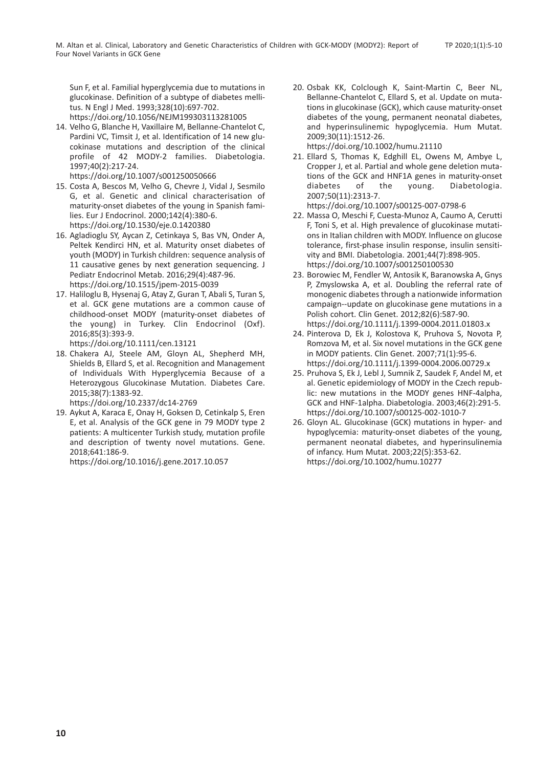Sun F, et al. Familial hyperglycemia due to mutations in glucokinase. Definition of a subtype of diabetes mellitus. N Engl J Med. 1993;328(10):697-702. https://doi.org/10.1056/NEJM199303113281005

14. Velho G, Blanche H, Vaxillaire M, Bellanne-Chantelot C, Pardini VC, Timsit J, et al. Identification of 14 new glucokinase mutations and description of the clinical profile of 42 MODY-2 families. Diabetologia. 1997;40(2):217-24. https://doi.org/10.1007/s001250050666
15. Costa A, Bescos M, Velho G, Chevre J, Vidal J, Sesmilo G, et al. Genetic and clinical characterisation of maturity-onset diabetes of the young in Spanish families. Eur J Endocrinol. 2000;142(4):380-6. https://doi.org/10.1530/eje.0.1420380
16. Agladioglu SY, Aycan Z, Cetinkaya S, Bas VN, Onder A, Peltek Kendirci HN, et al. Maturity onset diabetes of youth (MODY) in Turkish children: sequence analysis of 11 causative genes by next generation sequencing. J Pediatr Endocrinol Metab. 2016;29(4):487-96. https://doi.org/10.1515/jpem-2015-0039
17. Haliloglu B, Hysenaj G, Atay Z, Guran T, Abali S, Turan S, et al. GCK gene mutations are a common cause of childhood-onset MODY (maturity-onset diabetes of the young) in Turkey. Clin Endocrinol (Oxf). 2016;85(3):393-9. https://doi.org/10.1111/cen.13121
18. Chakera AJ, Steele AM, Gloyn AL, Shepherd MH, Shields B, Ellard S, et al. Recognition and Management of Individuals With Hyperglycemia Because of a Heterozygous Glucokinase Mutation. Diabetes Care. 2015;38(7):1383-92. https://doi.org/10.2337/dc14-2769
19. Aykut A, Karaca E, Onay H, Goksen D, Cetinkalp S, Eren E, et al. Analysis of the GCK gene in 79 MODY type 2 patients: A multicenter Turkish study, mutation profile and description of twenty novel mutations. Gene. 2018;641:186-9. https://doi.org/10.1016/j.gene.2017.10.057
20. Osbak KK, Colclough K, Saint-Martin C, Beer NL, Bellanne-Chantelot C, Ellard S, et al. Update on mutations in glucokinase (GCK), which cause maturity-onset diabetes of the young, permanent neonatal diabetes, and hyperinsulinemic hypoglycemia. Hum Mutat. 2009;30(11):1512-26. https://doi.org/10.1002/humu.21110
21. Ellard S, Thomas K, Edghill EL, Owens M, Ambye L, Cropper J, et al. Partial and whole gene deletion mutations of the GCK and HNF1A genes in maturity-onset diabetes of the young. Diabetologia. 2007;50(11):2313-7. https://doi.org/10.1007/s00125-007-0798-6
22. Massa O, Meschi F, Cuesta-Munoz A, Caumo A, Cerutti F, Toni S, et al. High prevalence of glucokinase mutations in Italian children with MODY. Influence on glucose tolerance, first-phase insulin response, insulin sensitivity and BMI. Diabetologia. 2001;44(7):898-905. https://doi.org/10.1007/s001250100530
23. Borowiec M, Fendler W, Antosik K, Baranowska A, Gnys P, Zmyslowska A, et al. Doubling the referral rate of monogenic diabetes through a nationwide information campaign--update on glucokinase gene mutations in a Polish cohort. Clin Genet. 2012;82(6):587-90. https://doi.org/10.1111/j.1399-0004.2011.01803.x
24. Pinterova D, Ek J, Kolostova K, Pruhova S, Novota P, Romzova M, et al. Six novel mutations in the GCK gene in MODY patients. Clin Genet. 2007;71(1):95-6. https://doi.org/10.1111/j.1399-0004.2006.00729.x
25. Pruhova S, Ek J, Lebl J, Sumnik Z, Saudek F, Andel M, et al. Genetic epidemiology of MODY in the Czech republic: new mutations in the MODY genes HNF-4alpha, GCK and HNF-1alpha. Diabetologia. 2003;46(2):291-5. https://doi.org/10.1007/s00125-002-1010-7
26. Gloyn AL. Glucokinase (GCK) mutations in hyper- and hypoglycemia: maturity-onset diabetes of the young, permanent neonatal diabetes, and hyperinsulinemia of infancy. Hum Mutat. 2003;22(5):353-62. https://doi.org/10.1002/humu.10277